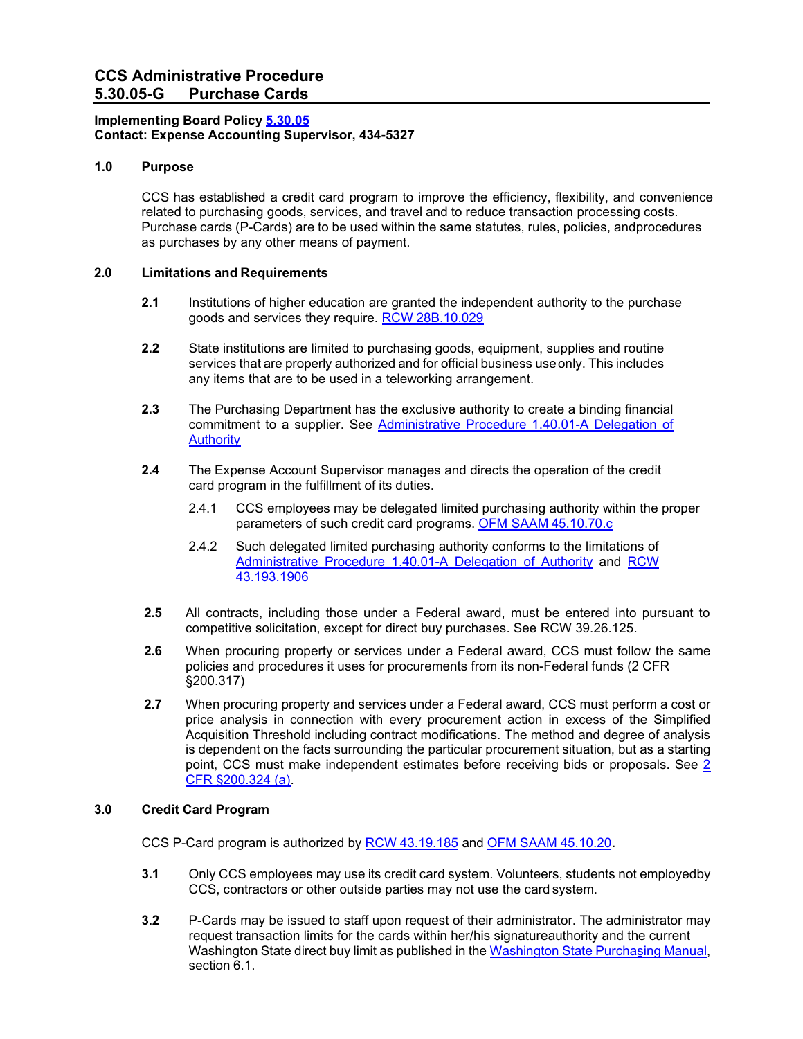# CCS Administrative Procedure
# 5.30.05-G Purchase Cards

**Implementing Board Policy 5.30.05**
**Contact: Expense Accounting Supervisor, 434-5327**

## 1.0 Purpose

CCS has established a credit card program to improve the efficiency, flexibility, and convenience related to purchasing goods, services, and travel and to reduce transaction processing costs. Purchase cards (P-Cards) are to be used within the same statutes, rules, policies, andprocedures as purchases by any other means of payment.

## 2.0 Limitations and Requirements

**2.1** Institutions of higher education are granted the independent authority to the purchase goods and services they require. RCW 28B.10.029

**2.2** State institutions are limited to purchasing goods, equipment, supplies and routine services that are properly authorized and for official business useonly. This includes any items that are to be used in a teleworking arrangement.

**2.3** The Purchasing Department has the exclusive authority to create a binding financial commitment to a supplier. See Administrative Procedure 1.40.01-A Delegation of Authority

**2.4** The Expense Account Supervisor manages and directs the operation of the credit card program in the fulfillment of its duties.

2.4.1 CCS employees may be delegated limited purchasing authority within the proper parameters of such credit card programs. OFM SAAM 45.10.70.c

2.4.2 Such delegated limited purchasing authority conforms to the limitations of Administrative Procedure 1.40.01-A Delegation of Authority and RCW 43.193.1906

**2.5** All contracts, including those under a Federal award, must be entered into pursuant to competitive solicitation, except for direct buy purchases. See RCW 39.26.125.

**2.6** When procuring property or services under a Federal award, CCS must follow the same policies and procedures it uses for procurements from its non-Federal funds (2 CFR §200.317)

**2.7** When procuring property and services under a Federal award, CCS must perform a cost or price analysis in connection with every procurement action in excess of the Simplified Acquisition Threshold including contract modifications. The method and degree of analysis is dependent on the facts surrounding the particular procurement situation, but as a starting point, CCS must make independent estimates before receiving bids or proposals. See 2 CFR §200.324 (a).

## 3.0 Credit Card Program

CCS P-Card program is authorized by RCW 43.19.185 and OFM SAAM 45.10.20.

**3.1** Only CCS employees may use its credit card system. Volunteers, students not employedby CCS, contractors or other outside parties may not use the card system.

**3.2** P-Cards may be issued to staff upon request of their administrator. The administrator may request transaction limits for the cards within her/his signatureauthority and the current Washington State direct buy limit as published in the Washington State Purchasing Manual, section 6.1.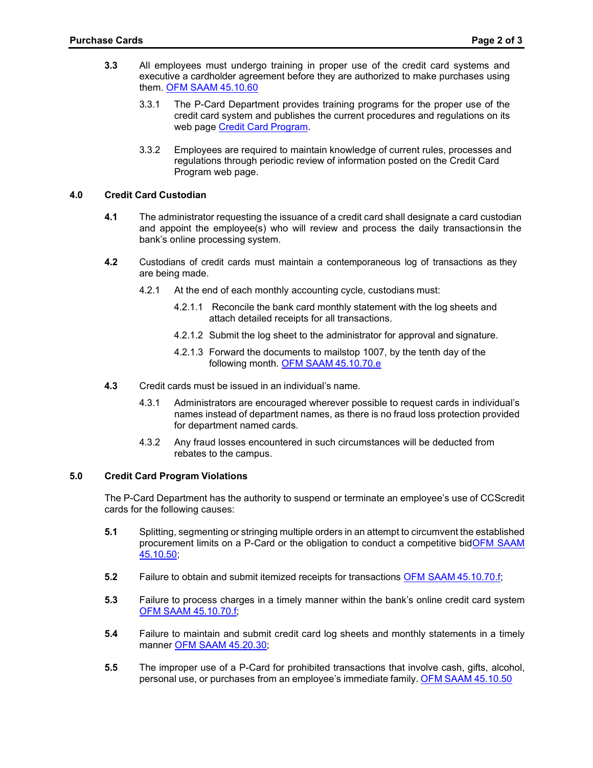**3.3** All employees must undergo training in proper use of the credit card systems and executive a cardholder agreement before they are authorized to make purchases using them. [OFM SAAM 45.10.60]

3.3.1 The P-Card Department provides training programs for the proper use of the credit card system and publishes the current procedures and regulations on its web page [Credit Card Program].

3.3.2 Employees are required to maintain knowledge of current rules, processes and regulations through periodic review of information posted on the Credit Card Program web page.

## 4.0 Credit Card Custodian

**4.1** The administrator requesting the issuance of a credit card shall designate a card custodian and appoint the employee(s) who will review and process the daily transactionsin the bank's online processing system.

**4.2** Custodians of credit cards must maintain a contemporaneous log of transactions as they are being made.

4.2.1 At the end of each monthly accounting cycle, custodians must:

4.2.1.1 Reconcile the bank card monthly statement with the log sheets and attach detailed receipts for all transactions.

4.2.1.2 Submit the log sheet to the administrator for approval and signature.

4.2.1.3 Forward the documents to mailstop 1007, by the tenth day of the following month. [OFM SAAM 45.10.70.e]

**4.3** Credit cards must be issued in an individual's name.

4.3.1 Administrators are encouraged wherever possible to request cards in individual's names instead of department names, as there is no fraud loss protection provided for department named cards.

4.3.2 Any fraud losses encountered in such circumstances will be deducted from rebates to the campus.

## 5.0 Credit Card Program Violations

The P-Card Department has the authority to suspend or terminate an employee's use of CCScredit cards for the following causes:

**5.1** Splitting, segmenting or stringing multiple orders in an attempt to circumvent the established procurement limits on a P-Card or the obligation to conduct a competitive bid[OFM SAAM 45.10.50];

**5.2** Failure to obtain and submit itemized receipts for transactions [OFM SAAM 45.10.70.f];

**5.3** Failure to process charges in a timely manner within the bank's online credit card system [OFM SAAM 45.10.70.f];

**5.4** Failure to maintain and submit credit card log sheets and monthly statements in a timely manner [OFM SAAM 45.20.30];

**5.5** The improper use of a P-Card for prohibited transactions that involve cash, gifts, alcohol, personal use, or purchases from an employee's immediate family. [OFM SAAM 45.10.50]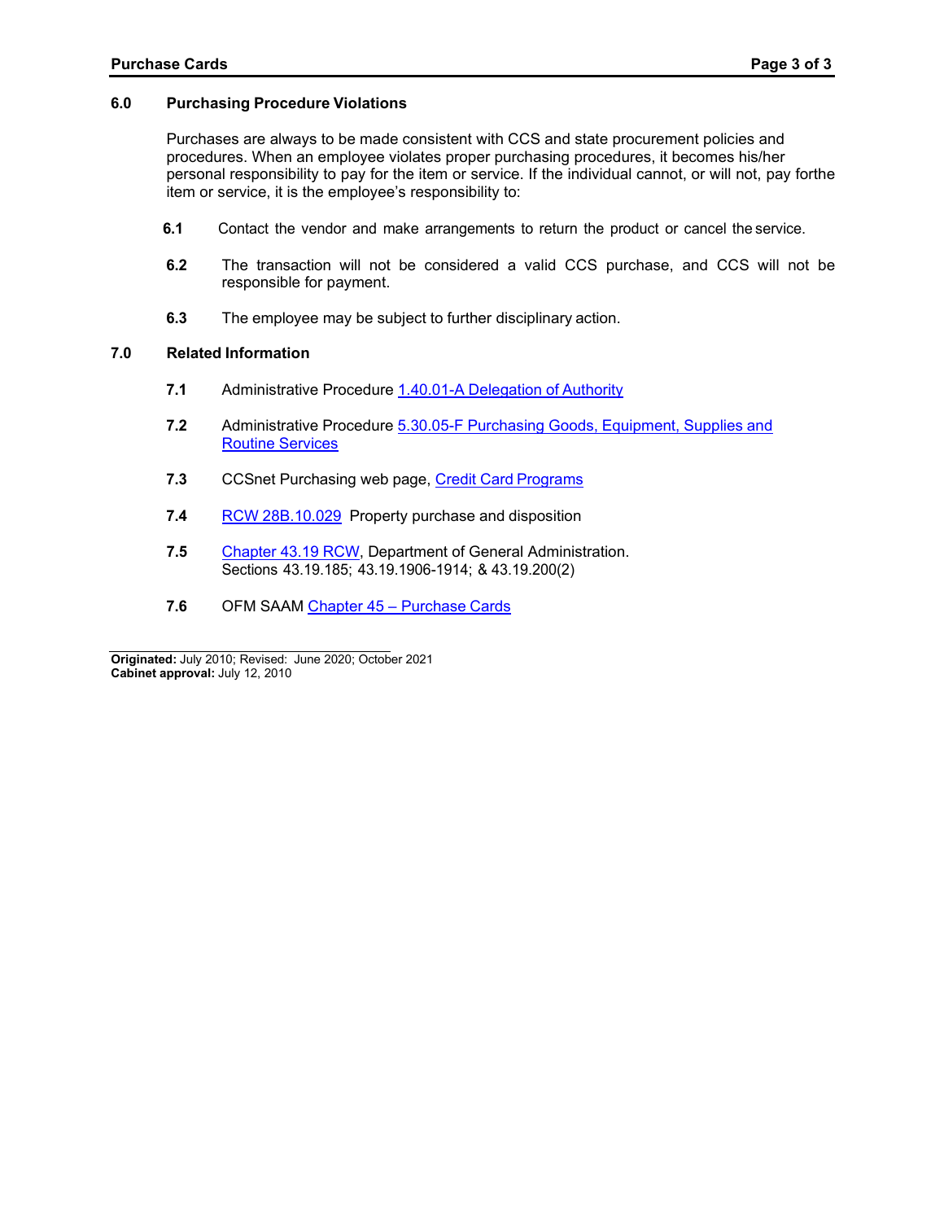## 6.0 Purchasing Procedure Violations

Purchases are always to be made consistent with CCS and state procurement policies and procedures. When an employee violates proper purchasing procedures, it becomes his/her personal responsibility to pay for the item or service. If the individual cannot, or will not, pay forthe item or service, it is the employee's responsibility to:

**6.1** Contact the vendor and make arrangements to return the product or cancel the service.

**6.2** The transaction will not be considered a valid CCS purchase, and CCS will not be responsible for payment.

**6.3** The employee may be subject to further disciplinary action.

## 7.0 Related Information

**7.1** Administrative Procedure 1.40.01-A Delegation of Authority

**7.2** Administrative Procedure 5.30.05-F Purchasing Goods, Equipment, Supplies and Routine Services

**7.3** CCSnet Purchasing web page, Credit Card Programs

**7.4** RCW 28B.10.029 Property purchase and disposition

**7.5** Chapter 43.19 RCW, Department of General Administration. Sections 43.19.185; 43.19.1906-1914; & 43.19.200(2)

**7.6** OFM SAAM Chapter 45 – Purchase Cards

---

**Originated:** July 2010; Revised: June 2020; October 2021
**Cabinet approval:** July 12, 2010